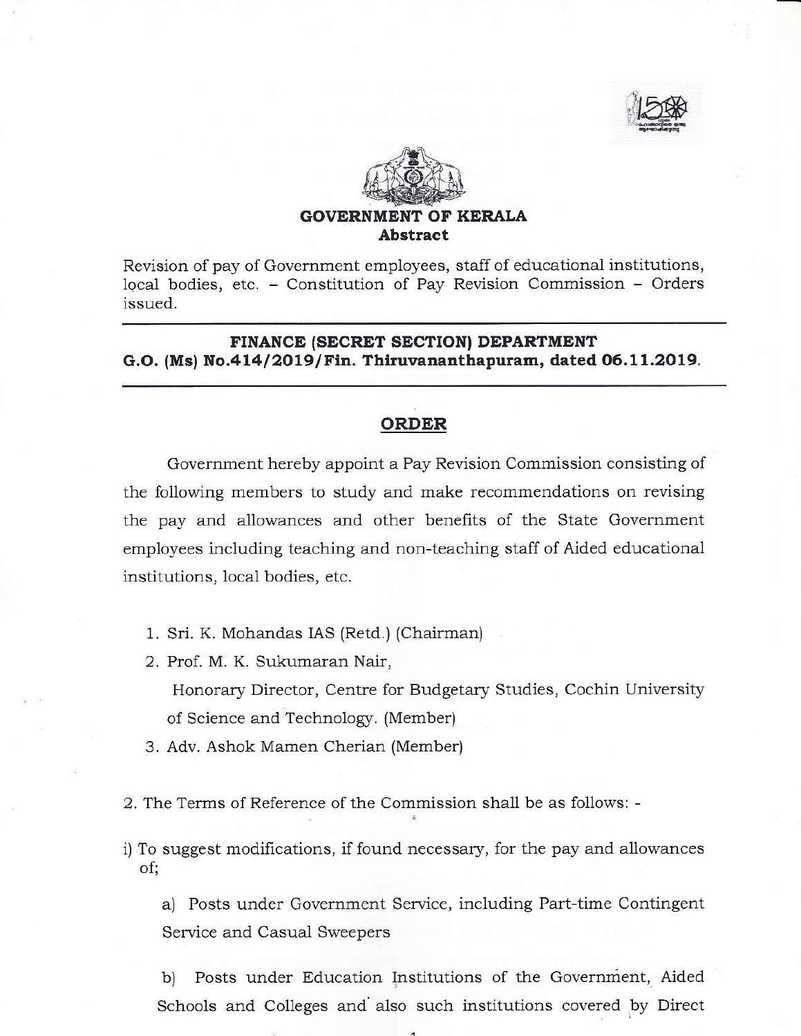**GOVERNMENT OF KERALA**
**Abstract**

Revision of pay of Government employees, staff of educational institutions, local bodies, etc. – Constitution of Pay Revision Commission – Orders issued.

---

**FINANCE (SECRET SECTION) DEPARTMENT**
**G.O. (Ms) No.414/2019/Fin. Thiruvananthapuram, dated 06.11.2019.**

---

## ORDER

Government hereby appoint a Pay Revision Commission consisting of the following members to study and make recommendations on revising the pay and allowances and other benefits of the State Government employees including teaching and non-teaching staff of Aided educational institutions, local bodies, etc.

1. Sri. K. Mohandas IAS (Retd.) (Chairman)
2. Prof. M. K. Sukumaran Nair,
   Honorary Director, Centre for Budgetary Studies, Cochin University of Science and Technology. (Member)
3. Adv. Ashok Mamen Cherian (Member)

2. The Terms of Reference of the Commission shall be as follows: -

i) To suggest modifications, if found necessary, for the pay and allowances of;

a) Posts under Government Service, including Part-time Contingent Service and Casual Sweepers

b) Posts under Education Institutions of the Government, Aided Schools and Colleges and also such institutions covered by Direct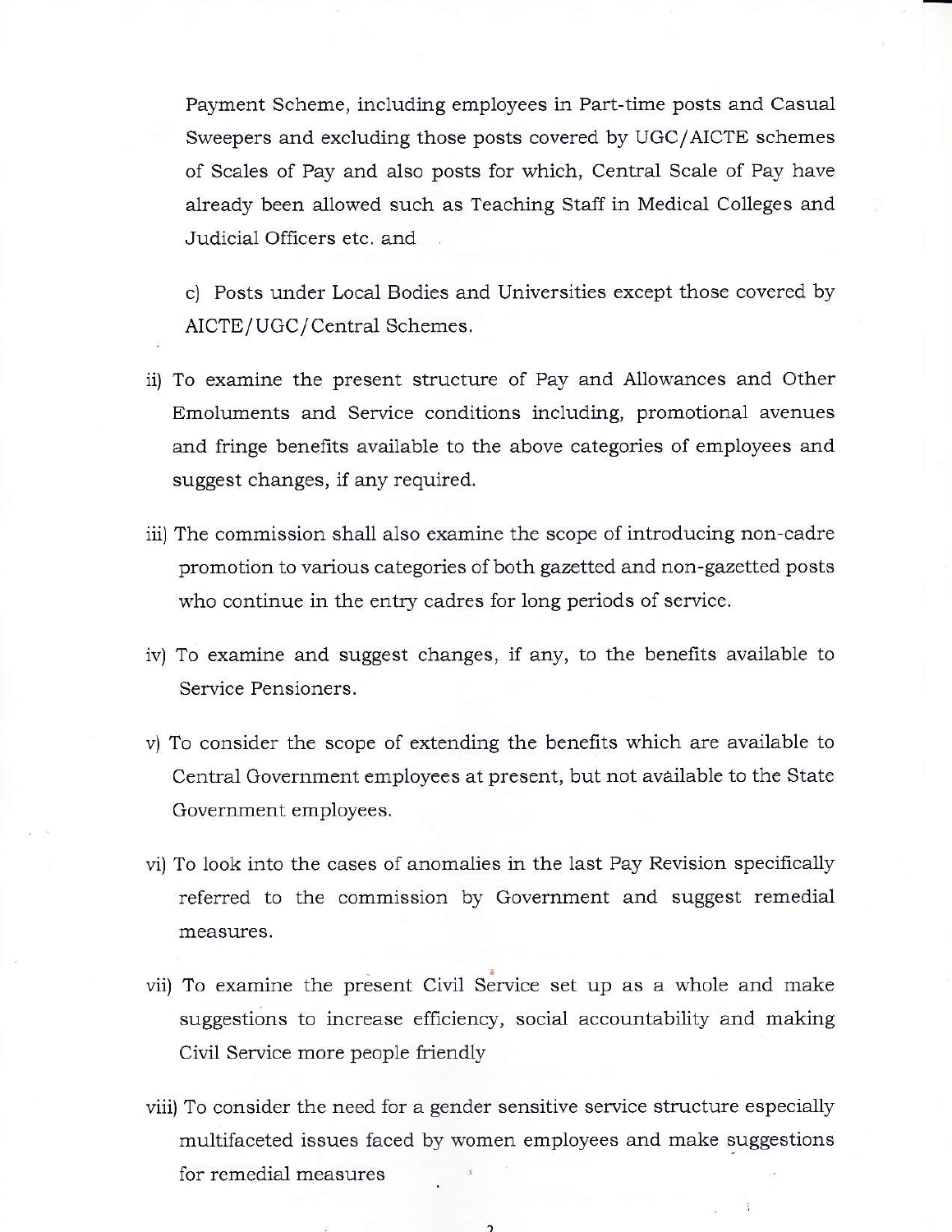Payment Scheme, including employees in Part-time posts and Casual Sweepers and excluding those posts covered by UGC/AICTE schemes of Scales of Pay and also posts for which, Central Scale of Pay have already been allowed such as Teaching Staff in Medical Colleges and Judicial Officers etc. and

c) Posts under Local Bodies and Universities except those covered by AICTE/UGC/Central Schemes.

ii) To examine the present structure of Pay and Allowances and Other Emoluments and Service conditions including, promotional avenues and fringe benefits available to the above categories of employees and suggest changes, if any required.

iii) The commission shall also examine the scope of introducing non-cadre promotion to various categories of both gazetted and non-gazetted posts who continue in the entry cadres for long periods of service.

iv) To examine and suggest changes, if any, to the benefits available to Service Pensioners.

v) To consider the scope of extending the benefits which are available to Central Government employees at present, but not available to the State Government employees.

vi) To look into the cases of anomalies in the last Pay Revision specifically referred to the commission by Government and suggest remedial measures.

vii) To examine the present Civil Service set up as a whole and make suggestions to increase efficiency, social accountability and making Civil Service more people friendly

viii) To consider the need for a gender sensitive service structure especially multifaceted issues faced by women employees and make suggestions for remedial measures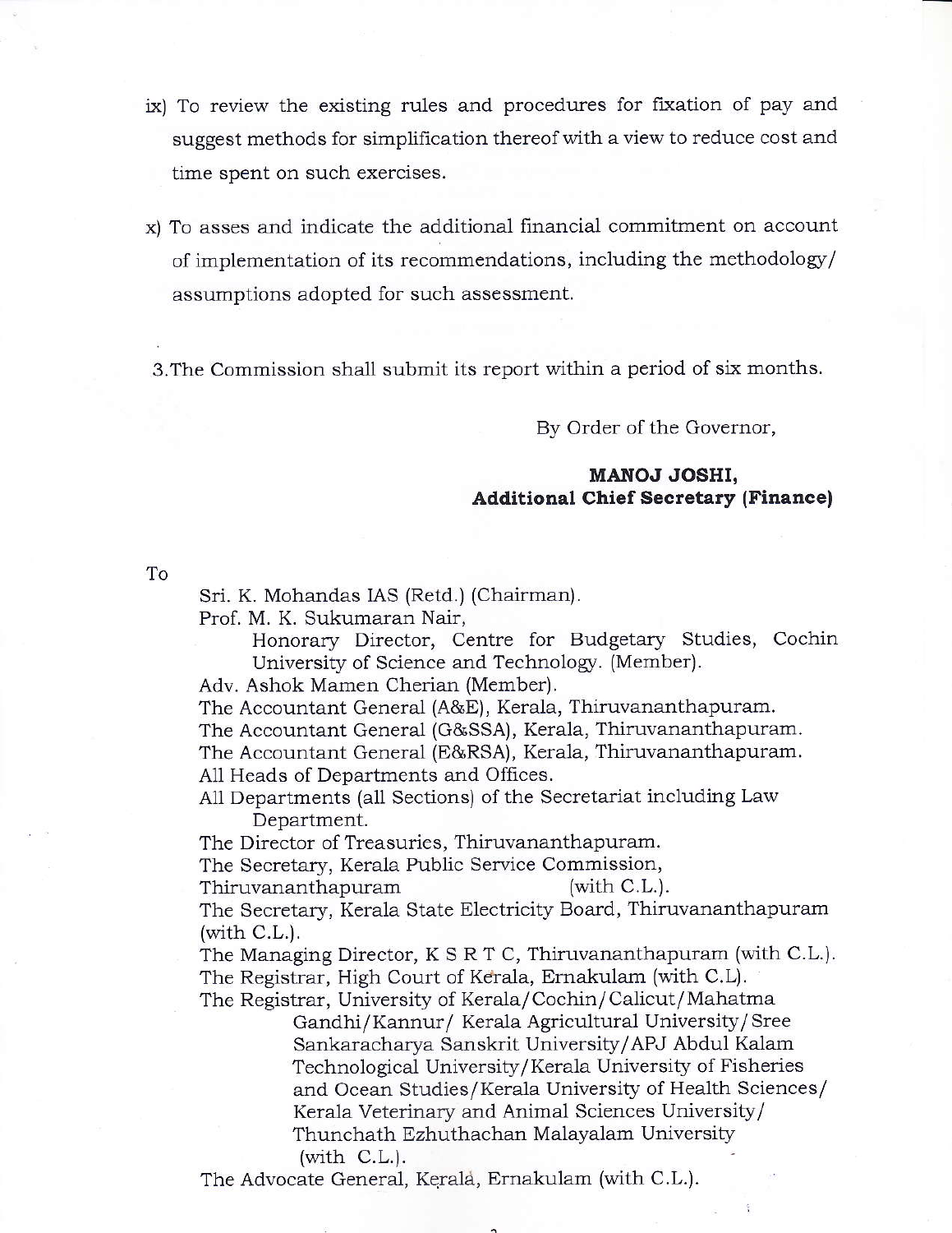ix) To review the existing rules and procedures for fixation of pay and suggest methods for simplification thereof with a view to reduce cost and time spent on such exercises.

x) To asses and indicate the additional financial commitment on account of implementation of its recommendations, including the methodology/ assumptions adopted for such assessment.

3.The Commission shall submit its report within a period of six months.

By Order of the Governor,

**MANOJ JOSHI,**
**Additional Chief Secretary (Finance)**

To

Sri. K. Mohandas IAS (Retd.) (Chairman).
Prof. M. K. Sukumaran Nair,
Honorary Director, Centre for Budgetary Studies, Cochin University of Science and Technology. (Member).
Adv. Ashok Mamen Cherian (Member).
The Accountant General (A&E), Kerala, Thiruvananthapuram.
The Accountant General (G&SSA), Kerala, Thiruvananthapuram.
The Accountant General (E&RSA), Kerala, Thiruvananthapuram.
All Heads of Departments and Offices.
All Departments (all Sections) of the Secretariat including Law Department.
The Director of Treasuries, Thiruvananthapuram.
The Secretary, Kerala Public Service Commission, Thiruvananthapuram (with C.L.).
The Secretary, Kerala State Electricity Board, Thiruvananthapuram (with C.L.).
The Managing Director, K S R T C, Thiruvananthapuram (with C.L.).
The Registrar, High Court of Kerala, Ernakulam (with C.L).
The Registrar, University of Kerala/Cochin/Calicut/Mahatma Gandhi/Kannur/ Kerala Agricultural University/Sree Sankaracharya Sanskrit University/APJ Abdul Kalam Technological University/Kerala University of Fisheries and Ocean Studies/Kerala University of Health Sciences/ Kerala Veterinary and Animal Sciences University/ Thunchath Ezhuthachan Malayalam University (with C.L.).
The Advocate General, Kerala, Ernakulam (with C.L.).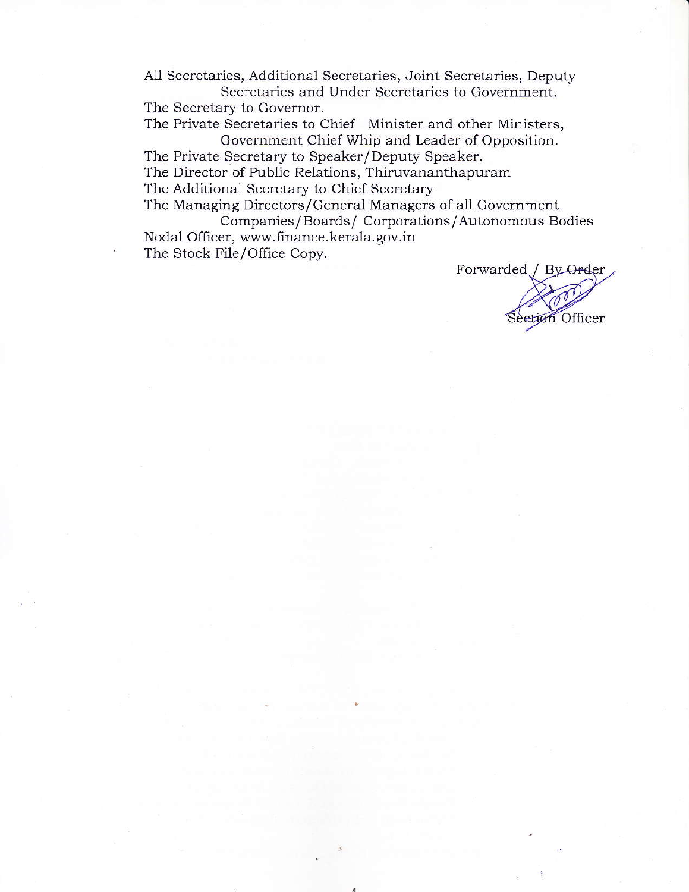All Secretaries, Additional Secretaries, Joint Secretaries, Deputy Secretaries and Under Secretaries to Government.
The Secretary to Governor.
The Private Secretaries to Chief Minister and other Ministers, Government Chief Whip and Leader of Opposition.
The Private Secretary to Speaker/Deputy Speaker.
The Director of Public Relations, Thiruvananthapuram
The Additional Secretary to Chief Secretary
The Managing Directors/General Managers of all Government Companies/Boards/ Corporations/Autonomous Bodies
Nodal Officer, www.finance.kerala.gov.in
The Stock File/Office Copy.

Forwarded / By Order

Section Officer